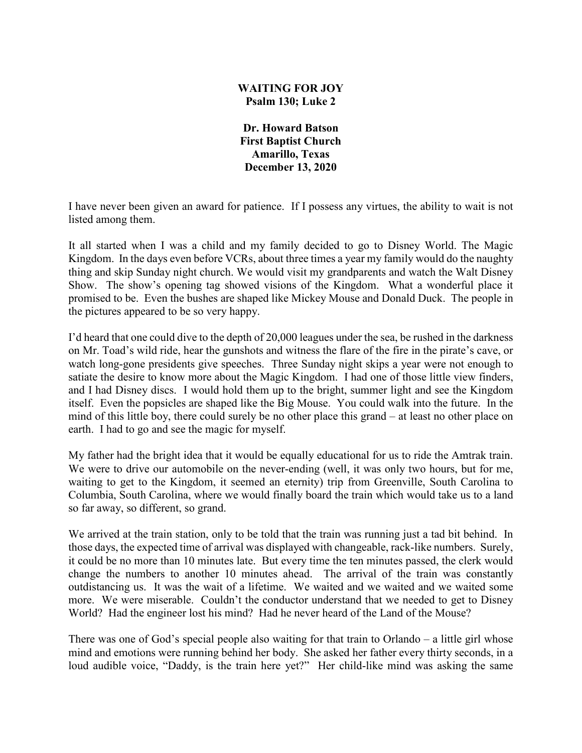**WAITING FOR JOY**
**Psalm 130; Luke 2**

**Dr. Howard Batson**
**First Baptist Church**
**Amarillo, Texas**
**December 13, 2020**

I have never been given an award for patience. If I possess any virtues, the ability to wait is not listed among them.

It all started when I was a child and my family decided to go to Disney World. The Magic Kingdom. In the days even before VCRs, about three times a year my family would do the naughty thing and skip Sunday night church. We would visit my grandparents and watch the Walt Disney Show. The show's opening tag showed visions of the Kingdom. What a wonderful place it promised to be. Even the bushes are shaped like Mickey Mouse and Donald Duck. The people in the pictures appeared to be so very happy.

I'd heard that one could dive to the depth of 20,000 leagues under the sea, be rushed in the darkness on Mr. Toad's wild ride, hear the gunshots and witness the flare of the fire in the pirate's cave, or watch long-gone presidents give speeches. Three Sunday night skips a year were not enough to satiate the desire to know more about the Magic Kingdom. I had one of those little view finders, and I had Disney discs. I would hold them up to the bright, summer light and see the Kingdom itself. Even the popsicles are shaped like the Big Mouse. You could walk into the future. In the mind of this little boy, there could surely be no other place this grand – at least no other place on earth. I had to go and see the magic for myself.

My father had the bright idea that it would be equally educational for us to ride the Amtrak train. We were to drive our automobile on the never-ending (well, it was only two hours, but for me, waiting to get to the Kingdom, it seemed an eternity) trip from Greenville, South Carolina to Columbia, South Carolina, where we would finally board the train which would take us to a land so far away, so different, so grand.

We arrived at the train station, only to be told that the train was running just a tad bit behind. In those days, the expected time of arrival was displayed with changeable, rack-like numbers. Surely, it could be no more than 10 minutes late. But every time the ten minutes passed, the clerk would change the numbers to another 10 minutes ahead. The arrival of the train was constantly outdistancing us. It was the wait of a lifetime. We waited and we waited and we waited some more. We were miserable. Couldn't the conductor understand that we needed to get to Disney World? Had the engineer lost his mind? Had he never heard of the Land of the Mouse?

There was one of God's special people also waiting for that train to Orlando – a little girl whose mind and emotions were running behind her body. She asked her father every thirty seconds, in a loud audible voice, "Daddy, is the train here yet?" Her child-like mind was asking the same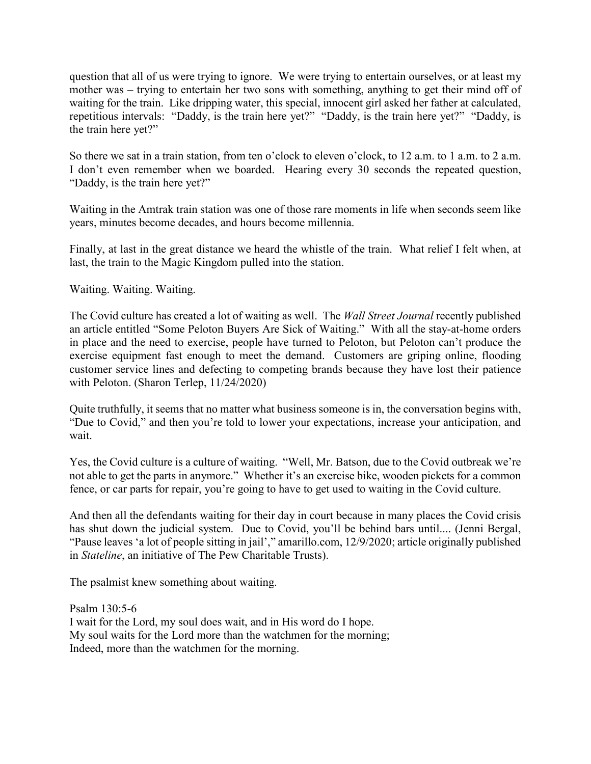question that all of us were trying to ignore. We were trying to entertain ourselves, or at least my mother was – trying to entertain her two sons with something, anything to get their mind off of waiting for the train. Like dripping water, this special, innocent girl asked her father at calculated, repetitious intervals: "Daddy, is the train here yet?" "Daddy, is the train here yet?" "Daddy, is the train here yet?"

So there we sat in a train station, from ten o'clock to eleven o'clock, to 12 a.m. to 1 a.m. to 2 a.m. I don't even remember when we boarded. Hearing every 30 seconds the repeated question, "Daddy, is the train here yet?"

Waiting in the Amtrak train station was one of those rare moments in life when seconds seem like years, minutes become decades, and hours become millennia.

Finally, at last in the great distance we heard the whistle of the train. What relief I felt when, at last, the train to the Magic Kingdom pulled into the station.

Waiting. Waiting. Waiting.

The Covid culture has created a lot of waiting as well. The *Wall Street Journal* recently published an article entitled "Some Peloton Buyers Are Sick of Waiting." With all the stay-at-home orders in place and the need to exercise, people have turned to Peloton, but Peloton can't produce the exercise equipment fast enough to meet the demand. Customers are griping online, flooding customer service lines and defecting to competing brands because they have lost their patience with Peloton. (Sharon Terlep, 11/24/2020)

Quite truthfully, it seems that no matter what business someone is in, the conversation begins with, "Due to Covid," and then you're told to lower your expectations, increase your anticipation, and wait.

Yes, the Covid culture is a culture of waiting. "Well, Mr. Batson, due to the Covid outbreak we're not able to get the parts in anymore." Whether it's an exercise bike, wooden pickets for a common fence, or car parts for repair, you're going to have to get used to waiting in the Covid culture.

And then all the defendants waiting for their day in court because in many places the Covid crisis has shut down the judicial system. Due to Covid, you'll be behind bars until.... (Jenni Bergal, "Pause leaves 'a lot of people sitting in jail'," amarillo.com, 12/9/2020; article originally published in *Stateline*, an initiative of The Pew Charitable Trusts).

The psalmist knew something about waiting.

Psalm 130:5-6
I wait for the Lord, my soul does wait, and in His word do I hope.
My soul waits for the Lord more than the watchmen for the morning;
Indeed, more than the watchmen for the morning.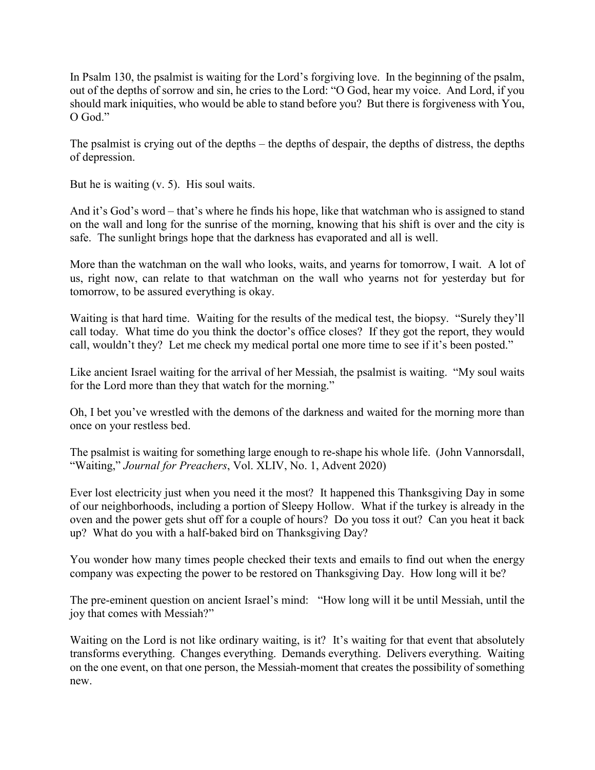In Psalm 130, the psalmist is waiting for the Lord's forgiving love. In the beginning of the psalm, out of the depths of sorrow and sin, he cries to the Lord: "O God, hear my voice. And Lord, if you should mark iniquities, who would be able to stand before you? But there is forgiveness with You, O God."

The psalmist is crying out of the depths – the depths of despair, the depths of distress, the depths of depression.

But he is waiting (v. 5). His soul waits.

And it's God's word – that's where he finds his hope, like that watchman who is assigned to stand on the wall and long for the sunrise of the morning, knowing that his shift is over and the city is safe. The sunlight brings hope that the darkness has evaporated and all is well.

More than the watchman on the wall who looks, waits, and yearns for tomorrow, I wait. A lot of us, right now, can relate to that watchman on the wall who yearns not for yesterday but for tomorrow, to be assured everything is okay.

Waiting is that hard time. Waiting for the results of the medical test, the biopsy. "Surely they'll call today. What time do you think the doctor's office closes? If they got the report, they would call, wouldn't they? Let me check my medical portal one more time to see if it's been posted."

Like ancient Israel waiting for the arrival of her Messiah, the psalmist is waiting. "My soul waits for the Lord more than they that watch for the morning."

Oh, I bet you've wrestled with the demons of the darkness and waited for the morning more than once on your restless bed.

The psalmist is waiting for something large enough to re-shape his whole life. (John Vannorsdall, "Waiting," *Journal for Preachers*, Vol. XLIV, No. 1, Advent 2020)

Ever lost electricity just when you need it the most? It happened this Thanksgiving Day in some of our neighborhoods, including a portion of Sleepy Hollow. What if the turkey is already in the oven and the power gets shut off for a couple of hours? Do you toss it out? Can you heat it back up? What do you with a half-baked bird on Thanksgiving Day?

You wonder how many times people checked their texts and emails to find out when the energy company was expecting the power to be restored on Thanksgiving Day. How long will it be?

The pre-eminent question on ancient Israel's mind: "How long will it be until Messiah, until the joy that comes with Messiah?"

Waiting on the Lord is not like ordinary waiting, is it? It's waiting for that event that absolutely transforms everything. Changes everything. Demands everything. Delivers everything. Waiting on the one event, on that one person, the Messiah-moment that creates the possibility of something new.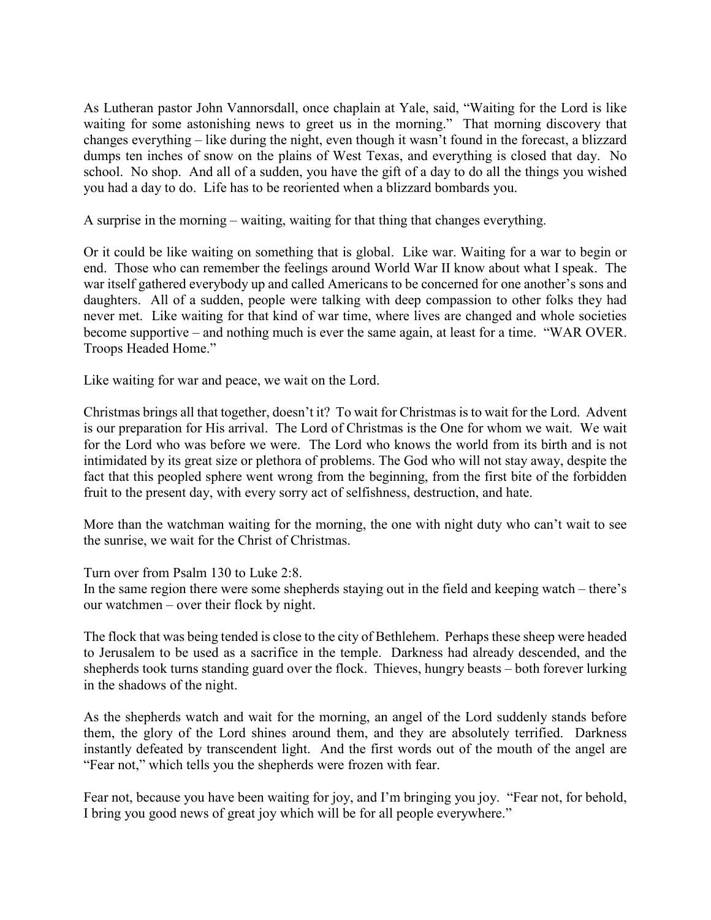As Lutheran pastor John Vannorsdall, once chaplain at Yale, said, "Waiting for the Lord is like waiting for some astonishing news to greet us in the morning." That morning discovery that changes everything – like during the night, even though it wasn't found in the forecast, a blizzard dumps ten inches of snow on the plains of West Texas, and everything is closed that day. No school. No shop. And all of a sudden, you have the gift of a day to do all the things you wished you had a day to do. Life has to be reoriented when a blizzard bombards you.

A surprise in the morning – waiting, waiting for that thing that changes everything.

Or it could be like waiting on something that is global. Like war. Waiting for a war to begin or end. Those who can remember the feelings around World War II know about what I speak. The war itself gathered everybody up and called Americans to be concerned for one another's sons and daughters. All of a sudden, people were talking with deep compassion to other folks they had never met. Like waiting for that kind of war time, where lives are changed and whole societies become supportive – and nothing much is ever the same again, at least for a time. "WAR OVER. Troops Headed Home."

Like waiting for war and peace, we wait on the Lord.

Christmas brings all that together, doesn't it? To wait for Christmas is to wait for the Lord. Advent is our preparation for His arrival. The Lord of Christmas is the One for whom we wait. We wait for the Lord who was before we were. The Lord who knows the world from its birth and is not intimidated by its great size or plethora of problems. The God who will not stay away, despite the fact that this peopled sphere went wrong from the beginning, from the first bite of the forbidden fruit to the present day, with every sorry act of selfishness, destruction, and hate.

More than the watchman waiting for the morning, the one with night duty who can't wait to see the sunrise, we wait for the Christ of Christmas.

Turn over from Psalm 130 to Luke 2:8.
In the same region there were some shepherds staying out in the field and keeping watch – there's our watchmen – over their flock by night.

The flock that was being tended is close to the city of Bethlehem. Perhaps these sheep were headed to Jerusalem to be used as a sacrifice in the temple. Darkness had already descended, and the shepherds took turns standing guard over the flock. Thieves, hungry beasts – both forever lurking in the shadows of the night.

As the shepherds watch and wait for the morning, an angel of the Lord suddenly stands before them, the glory of the Lord shines around them, and they are absolutely terrified. Darkness instantly defeated by transcendent light. And the first words out of the mouth of the angel are "Fear not," which tells you the shepherds were frozen with fear.

Fear not, because you have been waiting for joy, and I'm bringing you joy. "Fear not, for behold, I bring you good news of great joy which will be for all people everywhere."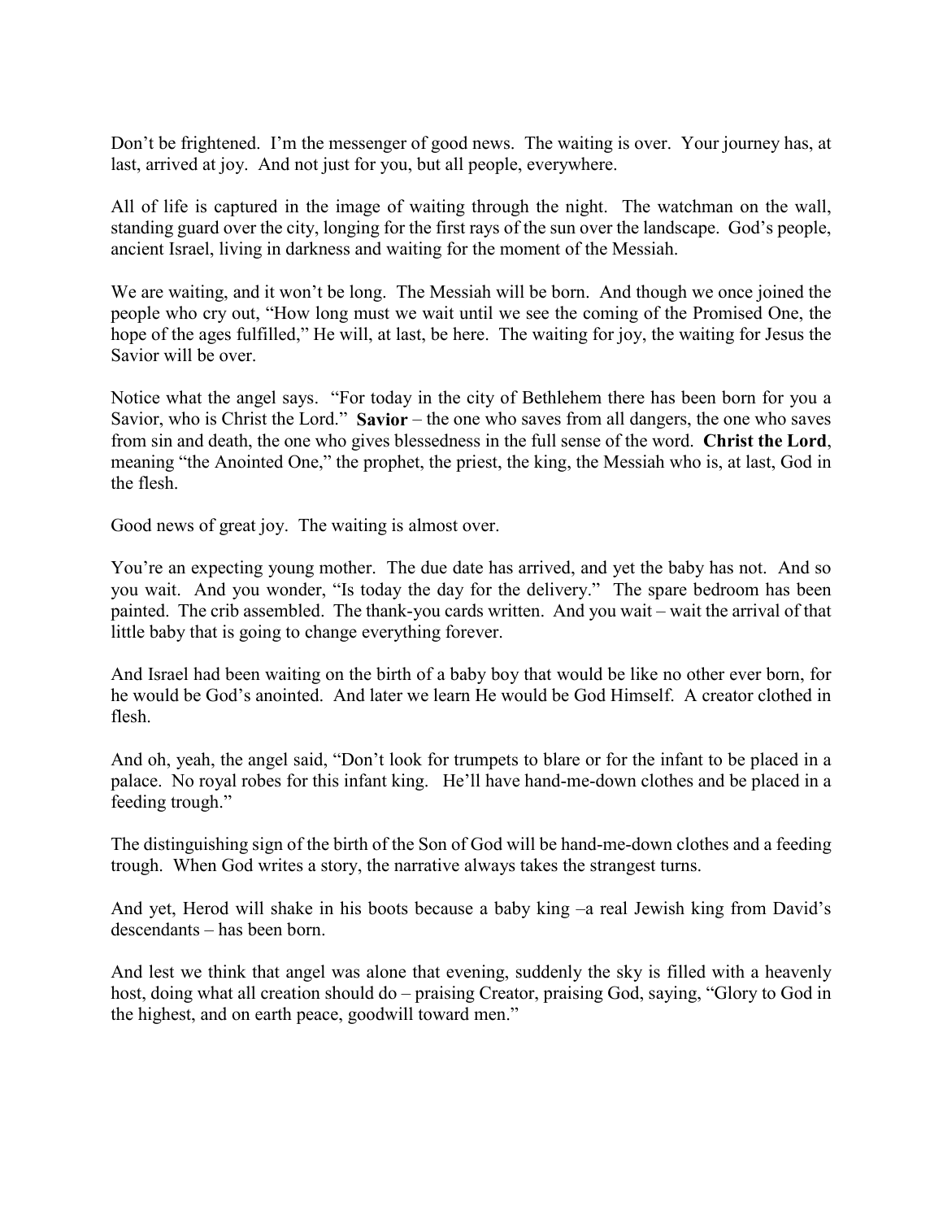Don't be frightened. I'm the messenger of good news. The waiting is over. Your journey has, at last, arrived at joy. And not just for you, but all people, everywhere.

All of life is captured in the image of waiting through the night. The watchman on the wall, standing guard over the city, longing for the first rays of the sun over the landscape. God's people, ancient Israel, living in darkness and waiting for the moment of the Messiah.

We are waiting, and it won't be long. The Messiah will be born. And though we once joined the people who cry out, "How long must we wait until we see the coming of the Promised One, the hope of the ages fulfilled," He will, at last, be here. The waiting for joy, the waiting for Jesus the Savior will be over.

Notice what the angel says. "For today in the city of Bethlehem there has been born for you a Savior, who is Christ the Lord." **Savior** – the one who saves from all dangers, the one who saves from sin and death, the one who gives blessedness in the full sense of the word. **Christ the Lord**, meaning "the Anointed One," the prophet, the priest, the king, the Messiah who is, at last, God in the flesh.

Good news of great joy. The waiting is almost over.

You're an expecting young mother. The due date has arrived, and yet the baby has not. And so you wait. And you wonder, "Is today the day for the delivery." The spare bedroom has been painted. The crib assembled. The thank-you cards written. And you wait – wait the arrival of that little baby that is going to change everything forever.

And Israel had been waiting on the birth of a baby boy that would be like no other ever born, for he would be God's anointed. And later we learn He would be God Himself. A creator clothed in flesh.

And oh, yeah, the angel said, "Don't look for trumpets to blare or for the infant to be placed in a palace. No royal robes for this infant king. He'll have hand-me-down clothes and be placed in a feeding trough."

The distinguishing sign of the birth of the Son of God will be hand-me-down clothes and a feeding trough. When God writes a story, the narrative always takes the strangest turns.

And yet, Herod will shake in his boots because a baby king –a real Jewish king from David's descendants – has been born.

And lest we think that angel was alone that evening, suddenly the sky is filled with a heavenly host, doing what all creation should do – praising Creator, praising God, saying, "Glory to God in the highest, and on earth peace, goodwill toward men."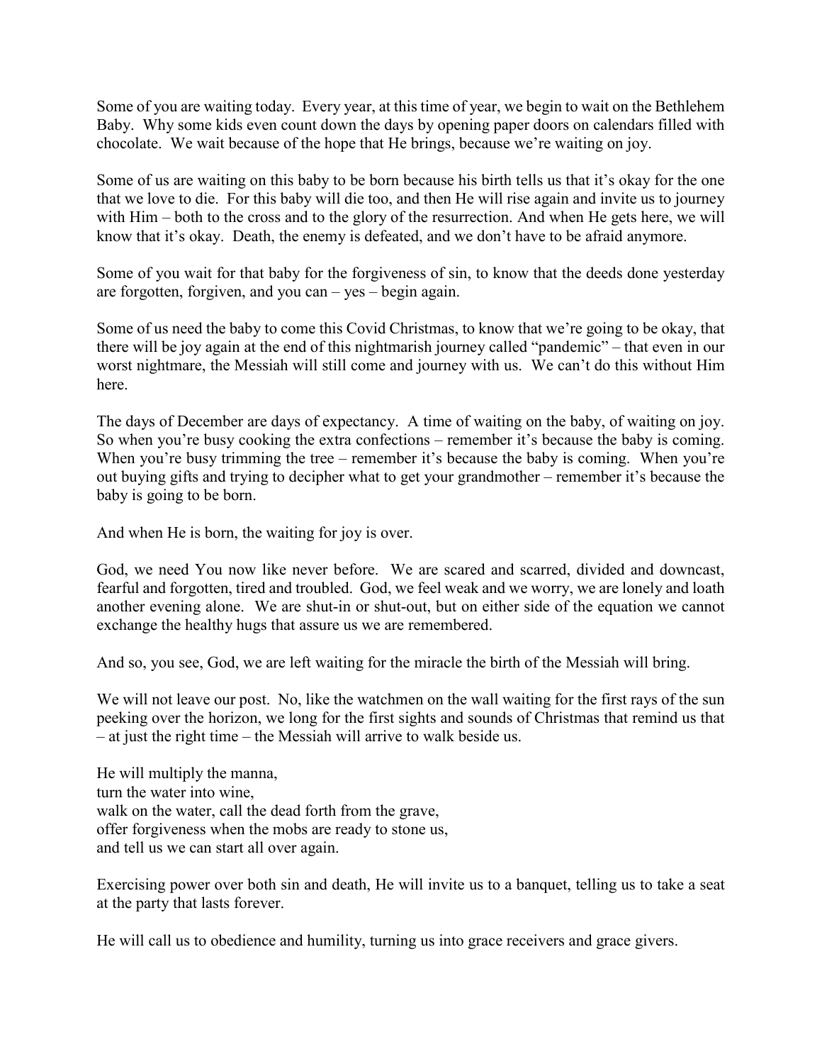Some of you are waiting today. Every year, at this time of year, we begin to wait on the Bethlehem Baby. Why some kids even count down the days by opening paper doors on calendars filled with chocolate. We wait because of the hope that He brings, because we're waiting on joy.

Some of us are waiting on this baby to be born because his birth tells us that it's okay for the one that we love to die. For this baby will die too, and then He will rise again and invite us to journey with Him – both to the cross and to the glory of the resurrection. And when He gets here, we will know that it's okay. Death, the enemy is defeated, and we don't have to be afraid anymore.

Some of you wait for that baby for the forgiveness of sin, to know that the deeds done yesterday are forgotten, forgiven, and you can – yes – begin again.

Some of us need the baby to come this Covid Christmas, to know that we're going to be okay, that there will be joy again at the end of this nightmarish journey called "pandemic" – that even in our worst nightmare, the Messiah will still come and journey with us. We can't do this without Him here.

The days of December are days of expectancy. A time of waiting on the baby, of waiting on joy. So when you're busy cooking the extra confections – remember it's because the baby is coming. When you're busy trimming the tree – remember it's because the baby is coming. When you're out buying gifts and trying to decipher what to get your grandmother – remember it's because the baby is going to be born.

And when He is born, the waiting for joy is over.

God, we need You now like never before. We are scared and scarred, divided and downcast, fearful and forgotten, tired and troubled. God, we feel weak and we worry, we are lonely and loath another evening alone. We are shut-in or shut-out, but on either side of the equation we cannot exchange the healthy hugs that assure us we are remembered.

And so, you see, God, we are left waiting for the miracle the birth of the Messiah will bring.

We will not leave our post. No, like the watchmen on the wall waiting for the first rays of the sun peeking over the horizon, we long for the first sights and sounds of Christmas that remind us that – at just the right time – the Messiah will arrive to walk beside us.

He will multiply the manna,
turn the water into wine,
walk on the water, call the dead forth from the grave,
offer forgiveness when the mobs are ready to stone us,
and tell us we can start all over again.

Exercising power over both sin and death, He will invite us to a banquet, telling us to take a seat at the party that lasts forever.

He will call us to obedience and humility, turning us into grace receivers and grace givers.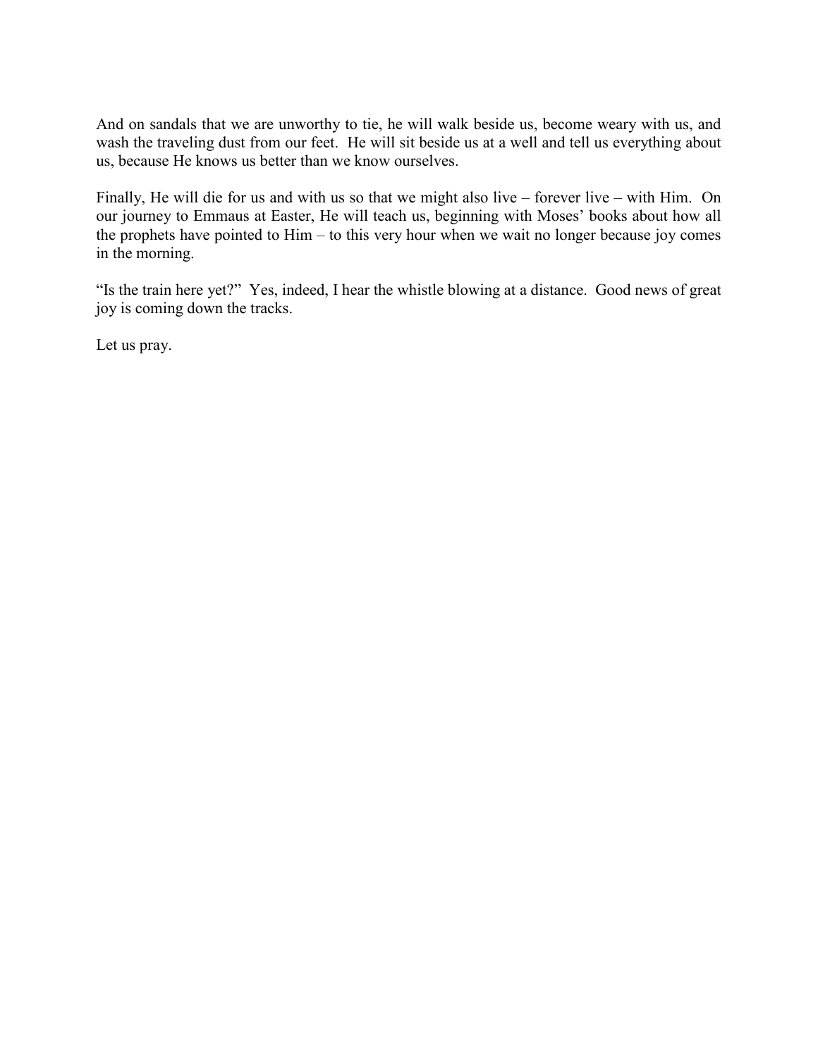And on sandals that we are unworthy to tie, he will walk beside us, become weary with us, and wash the traveling dust from our feet. He will sit beside us at a well and tell us everything about us, because He knows us better than we know ourselves.

Finally, He will die for us and with us so that we might also live – forever live – with Him. On our journey to Emmaus at Easter, He will teach us, beginning with Moses' books about how all the prophets have pointed to Him – to this very hour when we wait no longer because joy comes in the morning.

"Is the train here yet?" Yes, indeed, I hear the whistle blowing at a distance. Good news of great joy is coming down the tracks.

Let us pray.